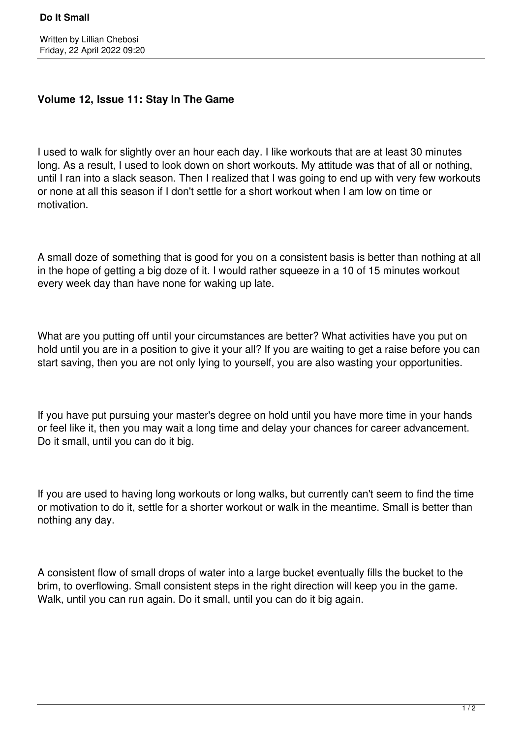# Do It Small

Written by Lillian Chebosi
Friday, 22 April 2022 09:20

## Volume 12, Issue 11: Stay In The Game

I used to walk for slightly over an hour each day. I like workouts that are at least 30 minutes long. As a result, I used to look down on short workouts. My attitude was that of all or nothing, until I ran into a slack season. Then I realized that I was going to end up with very few workouts or none at all this season if I don't settle for a short workout when I am low on time or motivation.

A small doze of something that is good for you on a consistent basis is better than nothing at all in the hope of getting a big doze of it. I would rather squeeze in a 10 of 15 minutes workout every week day than have none for waking up late.

What are you putting off until your circumstances are better? What activities have you put on hold until you are in a position to give it your all? If you are waiting to get a raise before you can start saving, then you are not only lying to yourself, you are also wasting your opportunities.

If you have put pursuing your master's degree on hold until you have more time in your hands or feel like it, then you may wait a long time and delay your chances for career advancement. Do it small, until you can do it big.

If you are used to having long workouts or long walks, but currently can't seem to find the time or motivation to do it, settle for a shorter workout or walk in the meantime. Small is better than nothing any day.

A consistent flow of small drops of water into a large bucket eventually fills the bucket to the brim, to overflowing. Small consistent steps in the right direction will keep you in the game. Walk, until you can run again. Do it small, until you can do it big again.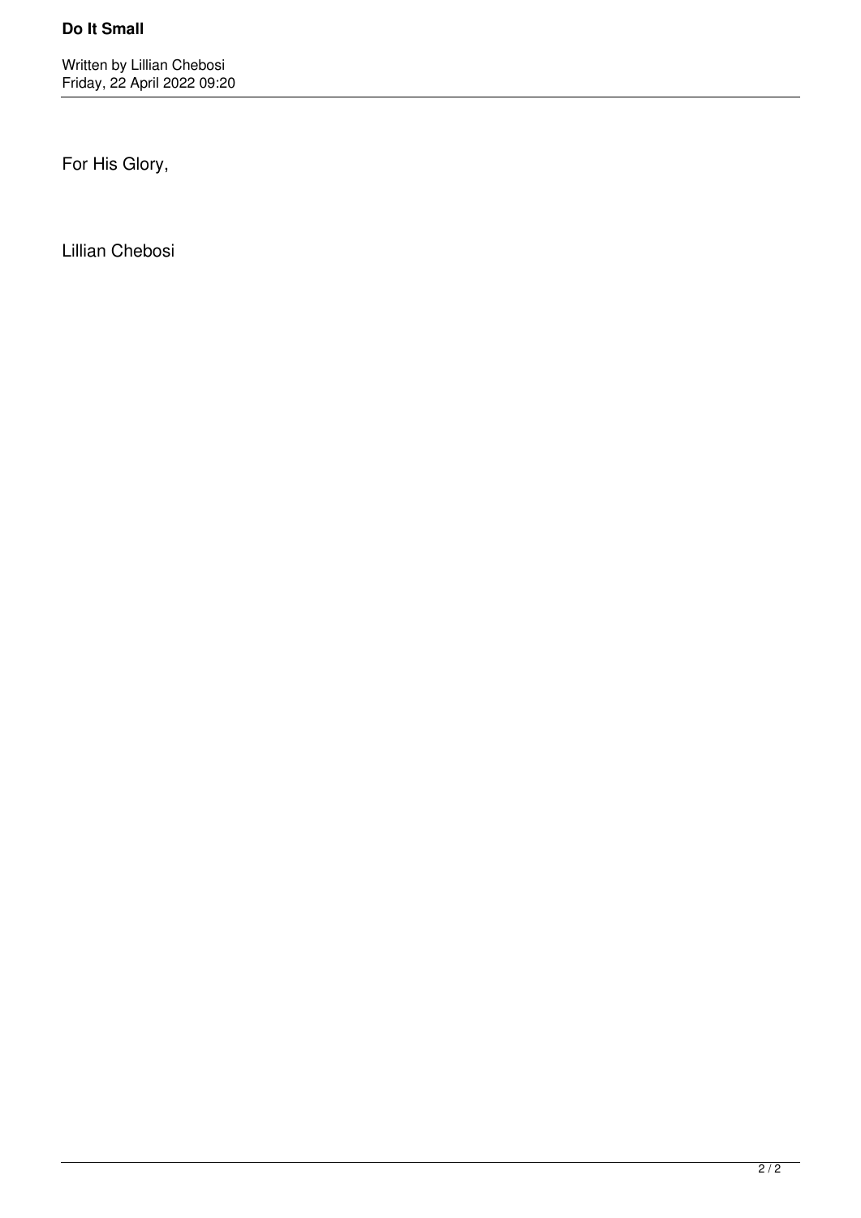For His Glory,

Lillian Chebosi